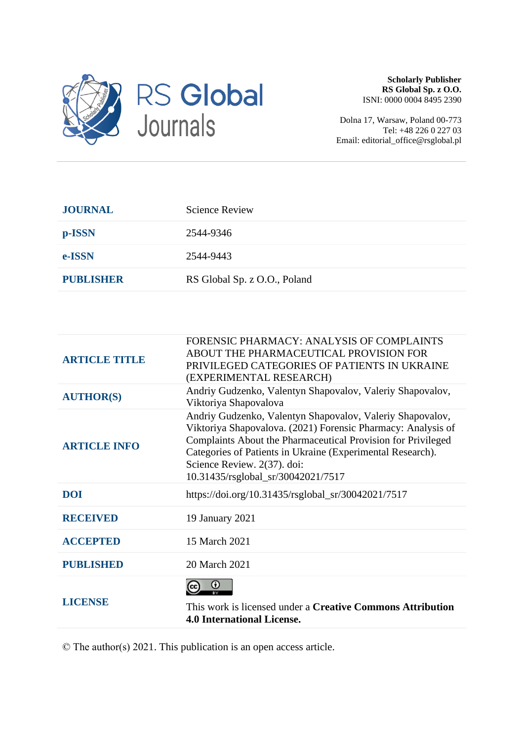RS Global Journals

**Scholarly Publisher**
**RS Global Sp. z O.O.**
ISNI: 0000 0004 8495 2390

Dolna 17, Warsaw, Poland 00-773
Tel: +48 226 0 227 03
Email: editorial_office@rsglobal.pl

| | |
|---|---|
| **JOURNAL** | Science Review |
| **p-ISSN** | 2544-9346 |
| **e-ISSN** | 2544-9443 |
| **PUBLISHER** | RS Global Sp. z O.O., Poland |

| | |
|---|---|
| **ARTICLE TITLE** | FORENSIC PHARMACY: ANALYSIS OF COMPLAINTS ABOUT THE PHARMACEUTICAL PROVISION FOR PRIVILEGED CATEGORIES OF PATIENTS IN UKRAINE (EXPERIMENTAL RESEARCH) |
| **AUTHOR(S)** | Andriy Gudzenko, Valentyn Shapovalov, Valeriy Shapovalov, Viktoriya Shapovalova |
| **ARTICLE INFO** | Andriy Gudzenko, Valentyn Shapovalov, Valeriy Shapovalov, Viktoriya Shapovalova. (2021) Forensic Pharmacy: Analysis of Complaints About the Pharmaceutical Provision for Privileged Categories of Patients in Ukraine (Experimental Research). Science Review. 2(37). doi: 10.31435/rsglobal_sr/30042021/7517 |
| **DOI** | https://doi.org/10.31435/rsglobal_sr/30042021/7517 |
| **RECEIVED** | 19 January 2021 |
| **ACCEPTED** | 15 March 2021 |
| **PUBLISHED** | 20 March 2021 |
| **LICENSE** | This work is licensed under a **Creative Commons Attribution 4.0 International License.** |

© The author(s) 2021. This publication is an open access article.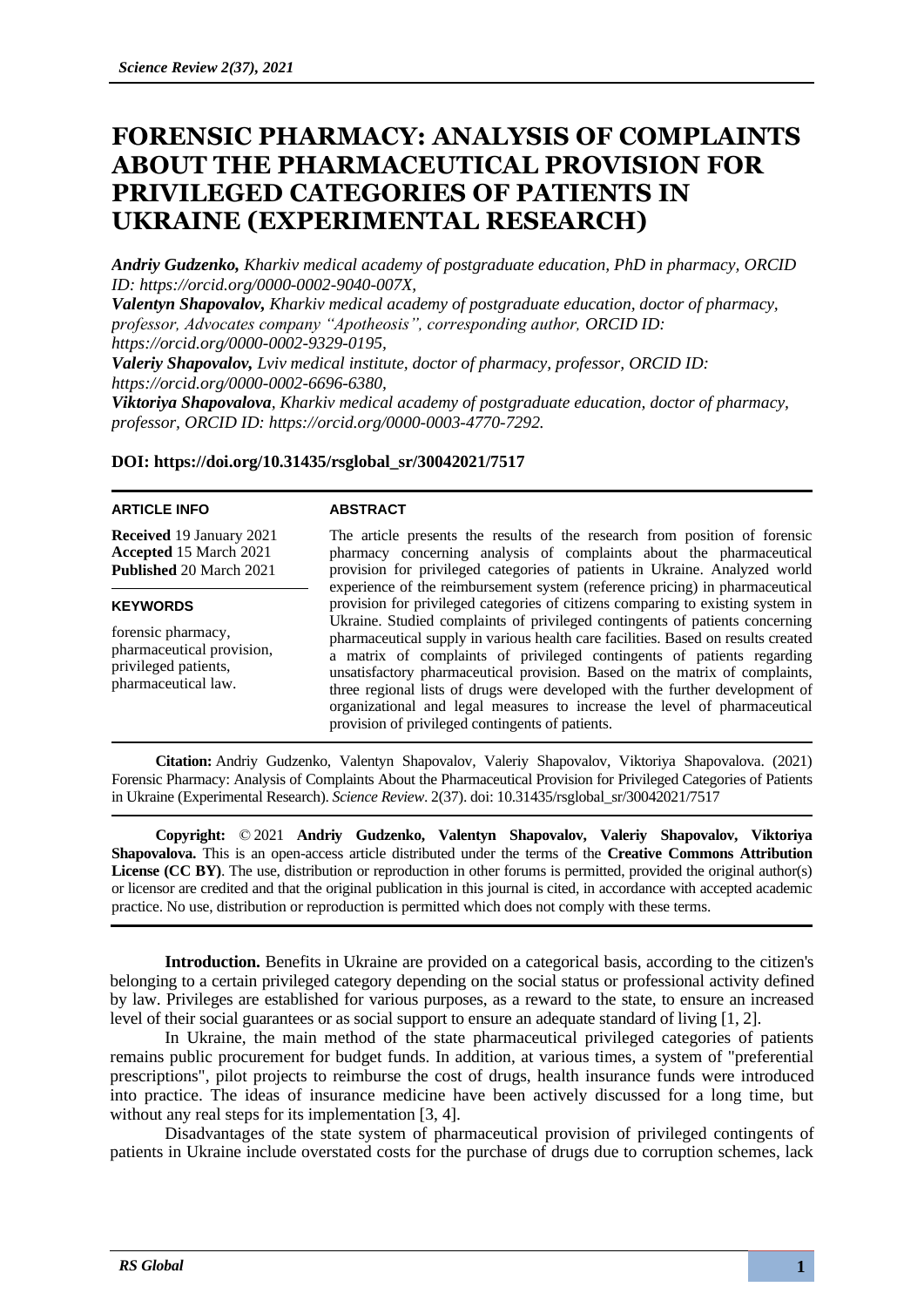# FORENSIC PHARMACY: ANALYSIS OF COMPLAINTS ABOUT THE PHARMACEUTICAL PROVISION FOR PRIVILEGED CATEGORIES OF PATIENTS IN UKRAINE (EXPERIMENTAL RESEARCH)

***Andriy Gudzenko,*** *Kharkiv medical academy of postgraduate education, PhD in pharmacy, ORCID ID: https://orcid.org/0000-0002-9040-007X,*
***Valentyn Shapovalov,*** *Kharkiv medical academy of postgraduate education, doctor of pharmacy, professor, Advocates company "Apotheosis", corresponding author, ORCID ID: https://orcid.org/0000-0002-9329-0195,*
***Valeriy Shapovalov,*** *Lviv medical institute, doctor of pharmacy, professor, ORCID ID: https://orcid.org/0000-0002-6696-6380,*
***Viktoriya Shapovalova****, Kharkiv medical academy of postgraduate education, doctor of pharmacy, professor, ORCID ID: https://orcid.org/0000-0003-4770-7292.*

**DOI: https://doi.org/10.31435/rsglobal_sr/30042021/7517**

**ARTICLE INFO**

**Received** 19 January 2021
**Accepted** 15 March 2021
**Published** 20 March 2021

**KEYWORDS**

forensic pharmacy, pharmaceutical provision, privileged patients, pharmaceutical law.

**ABSTRACT**

The article presents the results of the research from position of forensic pharmacy concerning analysis of complaints about the pharmaceutical provision for privileged categories of patients in Ukraine. Analyzed world experience of the reimbursement system (reference pricing) in pharmaceutical provision for privileged categories of citizens comparing to existing system in Ukraine. Studied complaints of privileged contingents of patients concerning pharmaceutical supply in various health care facilities. Based on results created a matrix of complaints of privileged contingents of patients regarding unsatisfactory pharmaceutical provision. Based on the matrix of complaints, three regional lists of drugs were developed with the further development of organizational and legal measures to increase the level of pharmaceutical provision of privileged contingents of patients.

**Citation:** Andriy Gudzenko, Valentyn Shapovalov, Valeriy Shapovalov, Viktoriya Shapovalova. (2021) Forensic Pharmacy: Analysis of Complaints About the Pharmaceutical Provision for Privileged Categories of Patients in Ukraine (Experimental Research). *Science Review*. 2(37). doi: 10.31435/rsglobal_sr/30042021/7517

**Copyright:** © 2021 **Andriy Gudzenko, Valentyn Shapovalov, Valeriy Shapovalov, Viktoriya Shapovalova.** This is an open-access article distributed under the terms of the **Creative Commons Attribution License (CC BY)**. The use, distribution or reproduction in other forums is permitted, provided the original author(s) or licensor are credited and that the original publication in this journal is cited, in accordance with accepted academic practice. No use, distribution or reproduction is permitted which does not comply with these terms.

**Introduction.** Benefits in Ukraine are provided on a categorical basis, according to the citizen's belonging to a certain privileged category depending on the social status or professional activity defined by law. Privileges are established for various purposes, as a reward to the state, to ensure an increased level of their social guarantees or as social support to ensure an adequate standard of living [1, 2].

In Ukraine, the main method of the state pharmaceutical privileged categories of patients remains public procurement for budget funds. In addition, at various times, a system of "preferential prescriptions", pilot projects to reimburse the cost of drugs, health insurance funds were introduced into practice. The ideas of insurance medicine have been actively discussed for a long time, but without any real steps for its implementation [3, 4].

Disadvantages of the state system of pharmaceutical provision of privileged contingents of patients in Ukraine include overstated costs for the purchase of drugs due to corruption schemes, lack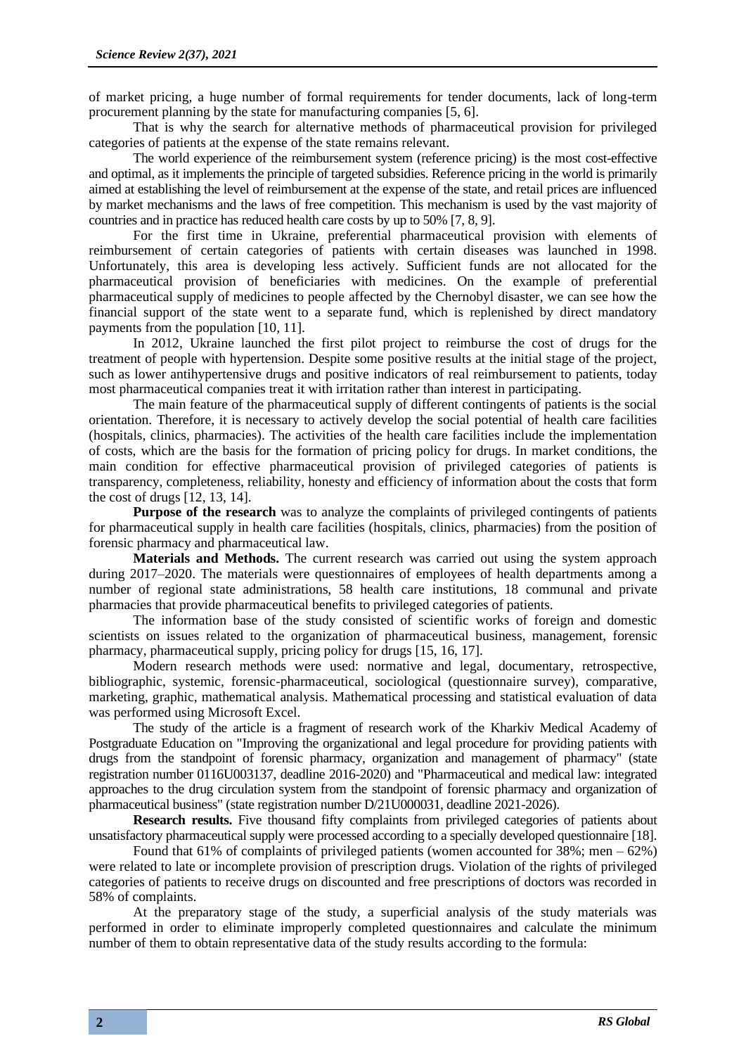of market pricing, a huge number of formal requirements for tender documents, lack of long-term procurement planning by the state for manufacturing companies [5, 6].

That is why the search for alternative methods of pharmaceutical provision for privileged categories of patients at the expense of the state remains relevant.

The world experience of the reimbursement system (reference pricing) is the most cost-effective and optimal, as it implements the principle of targeted subsidies. Reference pricing in the world is primarily aimed at establishing the level of reimbursement at the expense of the state, and retail prices are influenced by market mechanisms and the laws of free competition. This mechanism is used by the vast majority of countries and in practice has reduced health care costs by up to 50% [7, 8, 9].

For the first time in Ukraine, preferential pharmaceutical provision with elements of reimbursement of certain categories of patients with certain diseases was launched in 1998. Unfortunately, this area is developing less actively. Sufficient funds are not allocated for the pharmaceutical provision of beneficiaries with medicines. On the example of preferential pharmaceutical supply of medicines to people affected by the Chernobyl disaster, we can see how the financial support of the state went to a separate fund, which is replenished by direct mandatory payments from the population [10, 11].

In 2012, Ukraine launched the first pilot project to reimburse the cost of drugs for the treatment of people with hypertension. Despite some positive results at the initial stage of the project, such as lower antihypertensive drugs and positive indicators of real reimbursement to patients, today most pharmaceutical companies treat it with irritation rather than interest in participating.

The main feature of the pharmaceutical supply of different contingents of patients is the social orientation. Therefore, it is necessary to actively develop the social potential of health care facilities (hospitals, clinics, pharmacies). The activities of the health care facilities include the implementation of costs, which are the basis for the formation of pricing policy for drugs. In market conditions, the main condition for effective pharmaceutical provision of privileged categories of patients is transparency, completeness, reliability, honesty and efficiency of information about the costs that form the cost of drugs [12, 13, 14].

**Purpose of the research** was to analyze the complaints of privileged contingents of patients for pharmaceutical supply in health care facilities (hospitals, clinics, pharmacies) from the position of forensic pharmacy and pharmaceutical law.

**Materials and Methods.** The current research was carried out using the system approach during 2017–2020. The materials were questionnaires of employees of health departments among a number of regional state administrations, 58 health care institutions, 18 communal and private pharmacies that provide pharmaceutical benefits to privileged categories of patients.

The information base of the study consisted of scientific works of foreign and domestic scientists on issues related to the organization of pharmaceutical business, management, forensic pharmacy, pharmaceutical supply, pricing policy for drugs [15, 16, 17].

Modern research methods were used: normative and legal, documentary, retrospective, bibliographic, systemic, forensic-pharmaceutical, sociological (questionnaire survey), comparative, marketing, graphic, mathematical analysis. Mathematical processing and statistical evaluation of data was performed using Microsoft Excel.

The study of the article is a fragment of research work of the Kharkiv Medical Academy of Postgraduate Education on "Improving the organizational and legal procedure for providing patients with drugs from the standpoint of forensic pharmacy, organization and management of pharmacy" (state registration number 0116U003137, deadline 2016-2020) and "Pharmaceutical and medical law: integrated approaches to the drug circulation system from the standpoint of forensic pharmacy and organization of pharmaceutical business" (state registration number D/21U000031, deadline 2021-2026).

**Research results.** Five thousand fifty complaints from privileged categories of patients about unsatisfactory pharmaceutical supply were processed according to a specially developed questionnaire [18].

Found that 61% of complaints of privileged patients (women accounted for 38%; men – 62%) were related to late or incomplete provision of prescription drugs. Violation of the rights of privileged categories of patients to receive drugs on discounted and free prescriptions of doctors was recorded in 58% of complaints.

At the preparatory stage of the study, a superficial analysis of the study materials was performed in order to eliminate improperly completed questionnaires and calculate the minimum number of them to obtain representative data of the study results according to the formula: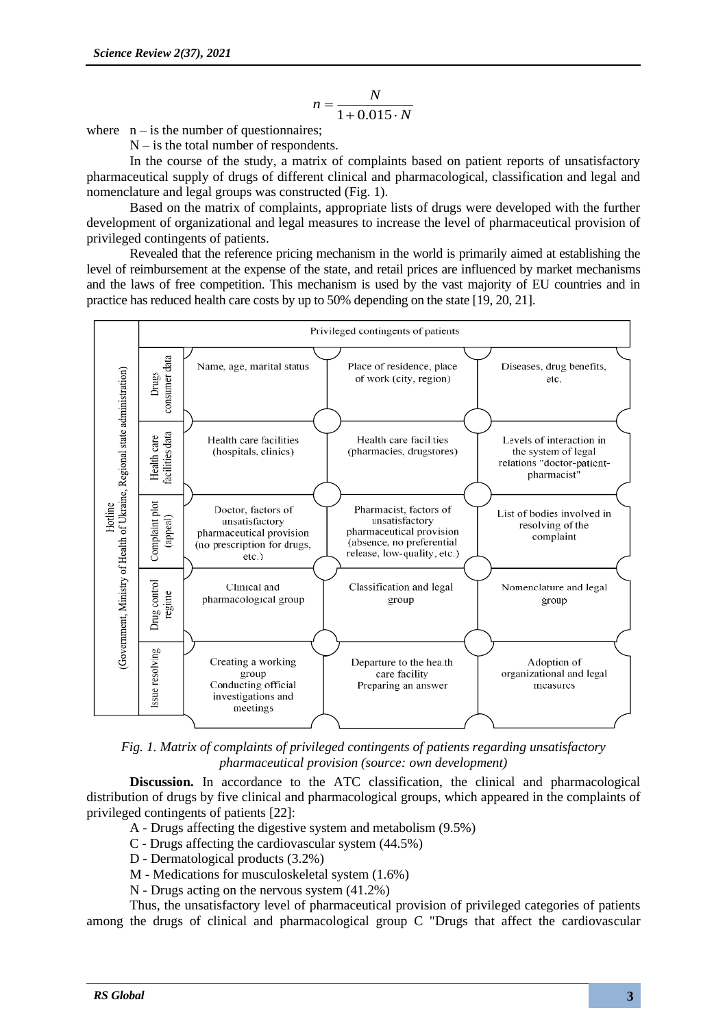$$n = \frac{N}{1 + 0.015 \cdot N}$$

where n – is the number of questionnaires;

N – is the total number of respondents.

In the course of the study, a matrix of complaints based on patient reports of unsatisfactory pharmaceutical supply of drugs of different clinical and pharmacological, classification and legal and nomenclature and legal groups was constructed (Fig. 1).

Based on the matrix of complaints, appropriate lists of drugs were developed with the further development of organizational and legal measures to increase the level of pharmaceutical provision of privileged contingents of patients.

Revealed that the reference pricing mechanism in the world is primarily aimed at establishing the level of reimbursement at the expense of the state, and retail prices are influenced by market mechanisms and the laws of free competition. This mechanism is used by the vast majority of EU countries and in practice has reduced health care costs by up to 50% depending on the state [19, 20, 21].

| Hotline (Government, Ministry of Health of Ukraine, Regional state administration) | Privileged contingents of patients | | | |
|---|---|---|---|---|
| | Drugs consumer data | Name, age, marital status | Place of residence, place of work (city, region) | Diseases, drug benefits, etc. |
| | Health care facilities data | Health care facilities (hospitals, clinics) | Health care facilities (pharmacies, drugstores) | Levels of interaction in the system of legal relations "doctor-patient-pharmacist" |
| | Complaint plot (appeal) | Doctor, factors of unsatisfactory pharmaceutical provision (no prescription for drugs, etc.) | Pharmacist, factors of unsatisfactory pharmaceutical provision (absence, no preferential release, low-quality, etc.) | List of bodies involved in resolving of the complaint |
| | Drug control regime | Clinical and pharmacological group | Classification and legal group | Nomenclature and legal group |
| | Issue resolving | Creating a working group Conducting official investigations and meetings | Departure to the health care facility Preparing an answer | Adoption of organizational and legal measures |

*Fig. 1. Matrix of complaints of privileged contingents of patients regarding unsatisfactory pharmaceutical provision (source: own development)*

**Discussion.** In accordance to the ATC classification, the clinical and pharmacological distribution of drugs by five clinical and pharmacological groups, which appeared in the complaints of privileged contingents of patients [22]:

A - Drugs affecting the digestive system and metabolism (9.5%)

C - Drugs affecting the cardiovascular system (44.5%)

D - Dermatological products (3.2%)

M - Medications for musculoskeletal system (1.6%)

N - Drugs acting on the nervous system (41.2%)

Thus, the unsatisfactory level of pharmaceutical provision of privileged categories of patients among the drugs of clinical and pharmacological group C "Drugs that affect the cardiovascular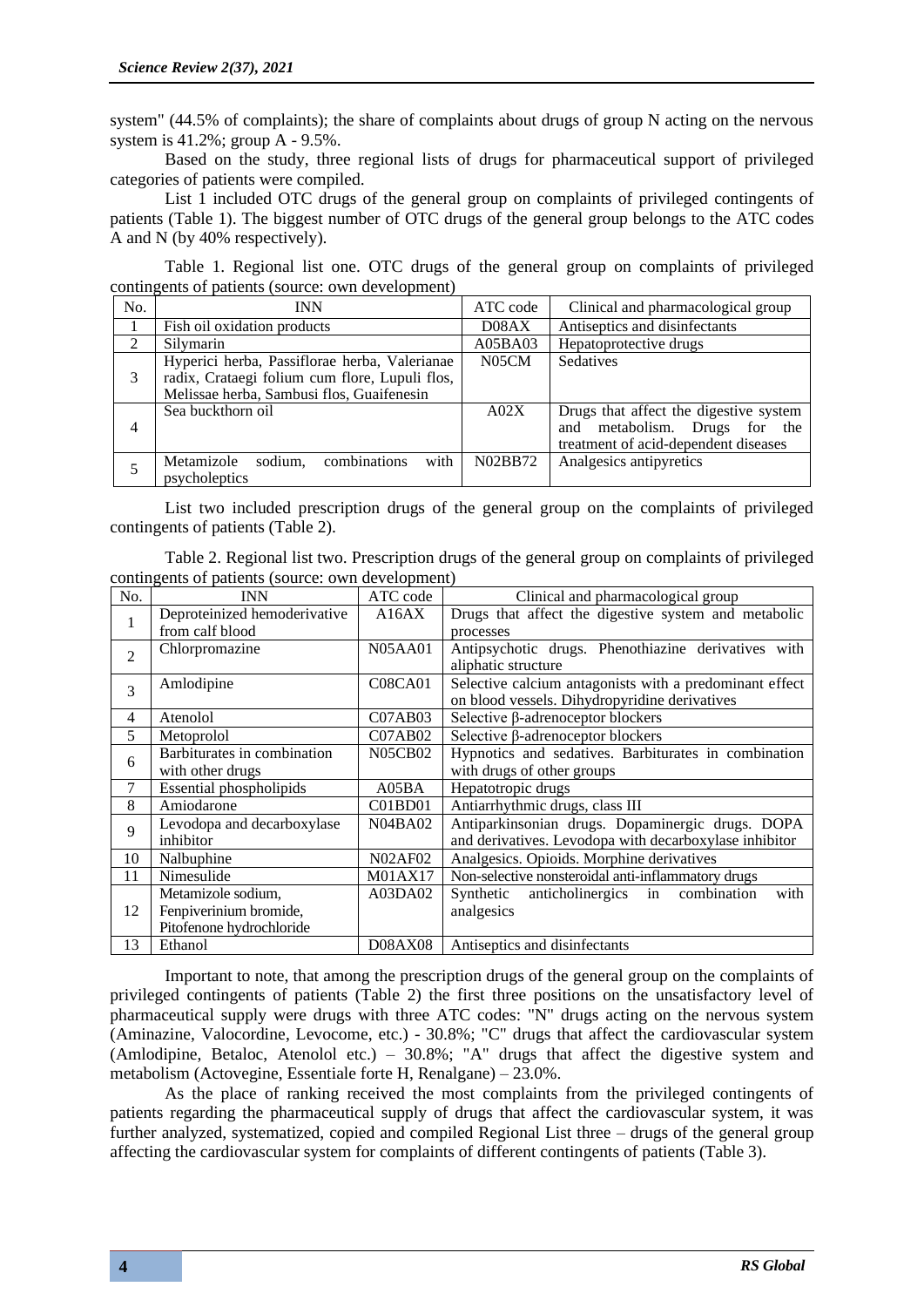system" (44.5% of complaints); the share of complaints about drugs of group N acting on the nervous system is 41.2%; group A - 9.5%.

Based on the study, three regional lists of drugs for pharmaceutical support of privileged categories of patients were compiled.

List 1 included OTC drugs of the general group on complaints of privileged contingents of patients (Table 1). The biggest number of OTC drugs of the general group belongs to the ATC codes A and N (by 40% respectively).

Table 1. Regional list one. OTC drugs of the general group on complaints of privileged contingents of patients (source: own development)

| No. | INN | ATC code | Clinical and pharmacological group |
|---|---|---|---|
| 1 | Fish oil oxidation products | D08AX | Antiseptics and disinfectants |
| 2 | Silymarin | A05BA03 | Hepatoprotective drugs |
| 3 | Hyperici herba, Passiflorae herba, Valerianae radix, Crataegi folium cum flore, Lupuli flos, Melissae herba, Sambusi flos, Guaifenesin | N05CM | Sedatives |
| 4 | Sea buckthorn oil | A02X | Drugs that affect the digestive system and metabolism. Drugs for the treatment of acid-dependent diseases |
| 5 | Metamizole sodium, combinations with psycholeptics | N02BB72 | Analgesics antipyretics |

List two included prescription drugs of the general group on the complaints of privileged contingents of patients (Table 2).

Table 2. Regional list two. Prescription drugs of the general group on complaints of privileged contingents of patients (source: own development)

| No. | INN | ATC code | Clinical and pharmacological group |
|---|---|---|---|
| 1 | Deproteinized hemoderivative from calf blood | A16AX | Drugs that affect the digestive system and metabolic processes |
| 2 | Chlorpromazine | N05AA01 | Antipsychotic drugs. Phenothiazine derivatives with aliphatic structure |
| 3 | Amlodipine | C08CA01 | Selective calcium antagonists with a predominant effect on blood vessels. Dihydropyridine derivatives |
| 4 | Atenolol | C07AB03 | Selective β-adrenoceptor blockers |
| 5 | Metoprolol | C07AB02 | Selective β-adrenoceptor blockers |
| 6 | Barbiturates in combination with other drugs | N05CB02 | Hypnotics and sedatives. Barbiturates in combination with drugs of other groups |
| 7 | Essential phospholipids | A05BA | Hepatotropic drugs |
| 8 | Amiodarone | C01BD01 | Antiarrhythmic drugs, class III |
| 9 | Levodopa and decarboxylase inhibitor | N04BA02 | Antiparkinsonian drugs. Dopaminergic drugs. DOPA and derivatives. Levodopa with decarboxylase inhibitor |
| 10 | Nalbuphine | N02AF02 | Analgesics. Opioids. Morphine derivatives |
| 11 | Nimesulide | M01AX17 | Non-selective nonsteroidal anti-inflammatory drugs |
| 12 | Metamizole sodium, Fenpiverinium bromide, Pitofenone hydrochloride | A03DA02 | Synthetic anticholinergics in combination with analgesics |
| 13 | Ethanol | D08AX08 | Antiseptics and disinfectants |

Important to note, that among the prescription drugs of the general group on the complaints of privileged contingents of patients (Table 2) the first three positions on the unsatisfactory level of pharmaceutical supply were drugs with three ATC codes: "N" drugs acting on the nervous system (Aminazine, Valocordine, Levocome, etc.) - 30.8%; "C" drugs that affect the cardiovascular system (Amlodipine, Betaloc, Atenolol etc.) – 30.8%; "A" drugs that affect the digestive system and metabolism (Actovegine, Essentiale forte H, Renalgane) – 23.0%.

As the place of ranking received the most complaints from the privileged contingents of patients regarding the pharmaceutical supply of drugs that affect the cardiovascular system, it was further analyzed, systematized, copied and compiled Regional List three – drugs of the general group affecting the cardiovascular system for complaints of different contingents of patients (Table 3).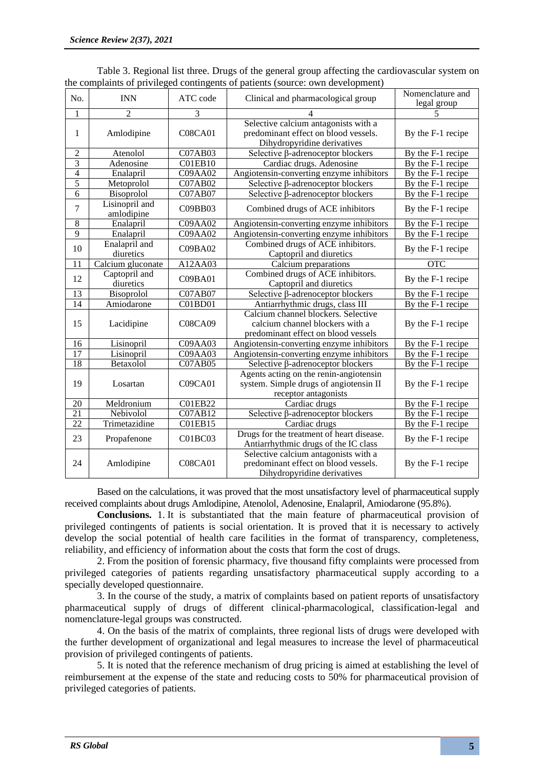Table 3. Regional list three. Drugs of the general group affecting the cardiovascular system on the complaints of privileged contingents of patients (source: own development)

| No. | INN | ATC code | Clinical and pharmacological group | Nomenclature and legal group |
|---|---|---|---|---|
| 1 | 2 | 3 | 4 | 5 |
| 1 | Amlodipine | C08CA01 | Selective calcium antagonists with a predominant effect on blood vessels. Dihydropyridine derivatives | By the F-1 recipe |
| 2 | Atenolol | C07AB03 | Selective β-adrenoceptor blockers | By the F-1 recipe |
| 3 | Adenosine | C01EB10 | Cardiac drugs. Adenosine | By the F-1 recipe |
| 4 | Enalapril | C09AA02 | Angiotensin-converting enzyme inhibitors | By the F-1 recipe |
| 5 | Metoprolol | C07AB02 | Selective β-adrenoceptor blockers | By the F-1 recipe |
| 6 | Bisoprolol | C07AB07 | Selective β-adrenoceptor blockers | By the F-1 recipe |
| 7 | Lisinopril and amlodipine | C09BB03 | Combined drugs of ACE inhibitors | By the F-1 recipe |
| 8 | Enalapril | C09AA02 | Angiotensin-converting enzyme inhibitors | By the F-1 recipe |
| 9 | Enalapril | C09AA02 | Angiotensin-converting enzyme inhibitors | By the F-1 recipe |
| 10 | Enalapril and diuretics | C09BA02 | Combined drugs of ACE inhibitors. Captopril and diuretics | By the F-1 recipe |
| 11 | Calcium gluconate | A12AA03 | Calcium preparations | OTC |
| 12 | Captopril and diuretics | C09BA01 | Combined drugs of ACE inhibitors. Captopril and diuretics | By the F-1 recipe |
| 13 | Bisoprolol | C07AB07 | Selective β-adrenoceptor blockers | By the F-1 recipe |
| 14 | Amiodarone | C01BD01 | Antiarrhythmic drugs, class III | By the F-1 recipe |
| 15 | Lacidipine | C08CA09 | Calcium channel blockers. Selective calcium channel blockers with a predominant effect on blood vessels | By the F-1 recipe |
| 16 | Lisinopril | C09AA03 | Angiotensin-converting enzyme inhibitors | By the F-1 recipe |
| 17 | Lisinopril | C09AA03 | Angiotensin-converting enzyme inhibitors | By the F-1 recipe |
| 18 | Betaxolol | C07AB05 | Selective β-adrenoceptor blockers | By the F-1 recipe |
| 19 | Losartan | C09CA01 | Agents acting on the renin-angiotensin system. Simple drugs of angiotensin II receptor antagonists | By the F-1 recipe |
| 20 | Meldronium | C01EB22 | Cardiac drugs | By the F-1 recipe |
| 21 | Nebivolol | C07AB12 | Selective β-adrenoceptor blockers | By the F-1 recipe |
| 22 | Trimetazidine | C01EB15 | Cardiac drugs | By the F-1 recipe |
| 23 | Propafenone | C01BC03 | Drugs for the treatment of heart disease. Antiarrhythmic drugs of the IC class | By the F-1 recipe |
| 24 | Amlodipine | C08CA01 | Selective calcium antagonists with a predominant effect on blood vessels. Dihydropyridine derivatives | By the F-1 recipe |

Based on the calculations, it was proved that the most unsatisfactory level of pharmaceutical supply received complaints about drugs Amlodipine, Atenolol, Adenosine, Enalapril, Amiodarone (95.8%).

**Conclusions.** 1. It is substantiated that the main feature of pharmaceutical provision of privileged contingents of patients is social orientation. It is proved that it is necessary to actively develop the social potential of health care facilities in the format of transparency, completeness, reliability, and efficiency of information about the costs that form the cost of drugs.

2. From the position of forensic pharmacy, five thousand fifty complaints were processed from privileged categories of patients regarding unsatisfactory pharmaceutical supply according to a specially developed questionnaire.

3. In the course of the study, a matrix of complaints based on patient reports of unsatisfactory pharmaceutical supply of drugs of different clinical-pharmacological, classification-legal and nomenclature-legal groups was constructed.

4. On the basis of the matrix of complaints, three regional lists of drugs were developed with the further development of organizational and legal measures to increase the level of pharmaceutical provision of privileged contingents of patients.

5. It is noted that the reference mechanism of drug pricing is aimed at establishing the level of reimbursement at the expense of the state and reducing costs to 50% for pharmaceutical provision of privileged categories of patients.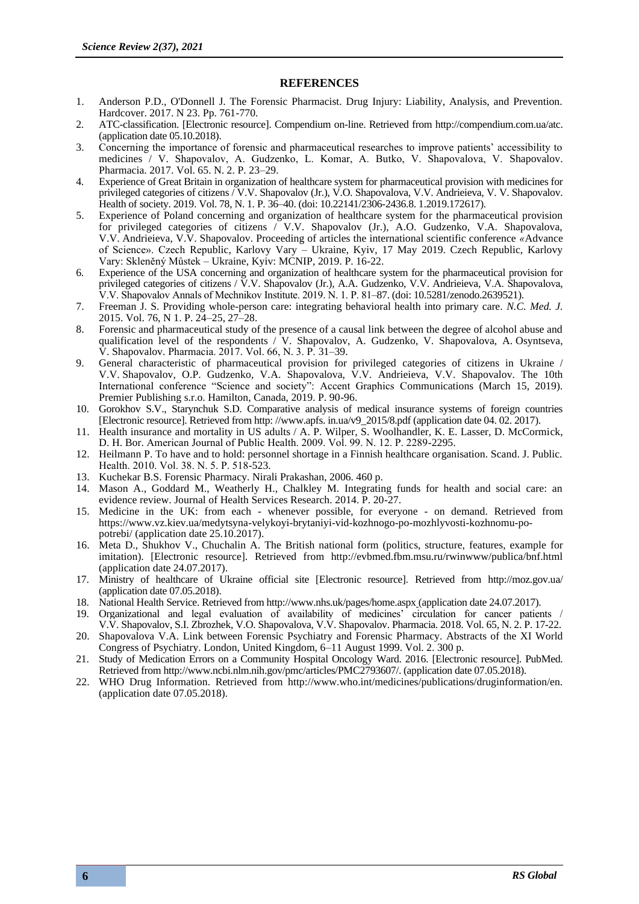## REFERENCES

1. Anderson P.D., O'Donnell J. The Forensic Pharmacist. Drug Injury: Liability, Analysis, and Prevention. Hardcover. 2017. N 23. Pp. 761-770.
2. ATC-classification. [Electronic resource]. Compendium on-line. Retrieved from http://compendium.com.ua/atc. (application date 05.10.2018).
3. Concerning the importance of forensic and pharmaceutical researches to improve patients' accessibility to medicines / V. Shapovalov, A. Gudzenko, L. Komar, A. Butko, V. Shapovalova, V. Shapovalov. Pharmacia. 2017. Vol. 65. N. 2. P. 23–29.
4. Experience of Great Britain in organization of healthcare system for pharmaceutical provision with medicines for privileged categories of citizens / V.V. Shapovalov (Jr.), V.O. Shapovalova, V.V. Andrieieva, V. V. Shapovalov. Health of society. 2019. Vol. 78, N. 1. P. 36–40. (doi: 10.22141/2306-2436.8. 1.2019.172617).
5. Experience of Poland concerning and organization of healthcare system for the pharmaceutical provision for privileged categories of citizens / V.V. Shapovalov (Jr.), A.O. Gudzenko, V.A. Shapovalova, V.V. Andrieieva, V.V. Shapovalov. Proceeding of articles the international scientific conference «Advance of Science». Czech Republic, Karlovy Vary – Ukraine, Kyiv, 17 May 2019. Czech Republic, Karlovy Vary: Skleněný Můstek – Ukraine, Kyiv: MCNIP, 2019. P. 16-22.
6. Experience of the USA concerning and organization of healthcare system for the pharmaceutical provision for privileged categories of citizens / V.V. Shapovalov (Jr.), A.A. Gudzenko, V.V. Andrieieva, V.A. Shapovalova, V.V. Shapovalov Annals of Mechnikov Institute. 2019. N. 1. P. 81–87. (doi: 10.5281/zenodo.2639521).
7. Freeman J. S. Providing whole-person care: integrating behavioral health into primary care. *N.C. Med. J.* 2015. Vol. 76, N 1. P. 24–25, 27–28.
8. Forensic and pharmaceutical study of the presence of a causal link between the degree of alcohol abuse and qualification level of the respondents / V. Shapovalov, A. Gudzenko, V. Shapovalova, A. Osyntseva, V. Shapovalov. Pharmacia. 2017. Vol. 66, N. 3. P. 31–39.
9. General characteristic of pharmaceutical provision for privileged categories of citizens in Ukraine / V.V. Shapovalov, O.P. Gudzenko, V.A. Shapovalova, V.V. Andrieieva, V.V. Shapovalov. The 10th International conference "Science and society": Accent Graphics Communications (March 15, 2019). Premier Publishing s.r.o. Hamilton, Canada, 2019. P. 90-96.
10. Gorokhov S.V., Starynchuk S.D. Comparative analysis of medical insurance systems of foreign countries [Electronic resource]. Retrieved from http: //www.apfs. in.ua/v9_2015/8.pdf (application date 04. 02. 2017).
11. Health insurance and mortality in US adults / A. P. Wilper, S. Woolhandler, K. E. Lasser, D. McCormick, D. H. Bor. American Journal of Public Health. 2009. Vol. 99. N. 12. P. 2289-2295.
12. Heilmann P. To have and to hold: personnel shortage in a Finnish healthcare organisation. Scand. J. Public. Health. 2010. Vol. 38. N. 5. P. 518-523.
13. Kuchekar B.S. Forensic Pharmacy. Nirali Prakashan, 2006. 460 p.
14. Mason A., Goddard M., Weatherly H., Chalkley M. Integrating funds for health and social care: an evidence review. Journal of Health Services Research. 2014. P. 20-27.
15. Medicine in the UK: from each - whenever possible, for everyone - on demand. Retrieved from https://www.vz.kiev.ua/medytsyna-velykoyi-brytaniyi-vid-kozhnogo-po-mozhlyvosti-kozhnomu-po-potrebi/ (application date 25.10.2017).
16. Meta D., Shukhov V., Chuchalin A. The British national form (politics, structure, features, example for imitation). [Electronic resource]. Retrieved from http://evbmed.fbm.msu.ru/rwinwww/publica/bnf.html (application date 24.07.2017).
17. Ministry of healthcare of Ukraine official site [Electronic resource]. Retrieved from http://moz.gov.ua/ (application date 07.05.2018).
18. National Health Service. Retrieved from http://www.nhs.uk/pages/home.aspx (application date 24.07.2017).
19. Organizational and legal evaluation of availability of medicines' circulation for cancer patients / V.V. Shapovalov, S.I. Zbrozhek, V.O. Shapovalova, V.V. Shapovalov. Pharmacia. 2018. Vol. 65, N. 2. P. 17-22.
20. Shapovalova V.A. Link between Forensic Psychiatry and Forensic Pharmacy. Abstracts of the XI World Congress of Psychiatry. London, United Kingdom, 6–11 August 1999. Vol. 2. 300 p.
21. Study of Medication Errors on a Community Hospital Oncology Ward. 2016. [Electronic resource]. PubMed. Retrieved from http://www.ncbi.nlm.nih.gov/pmc/articles/PMC2793607/. (application date 07.05.2018).
22. WHO Drug Information. Retrieved from http://www.who.int/medicines/publications/druginformation/en. (application date 07.05.2018).